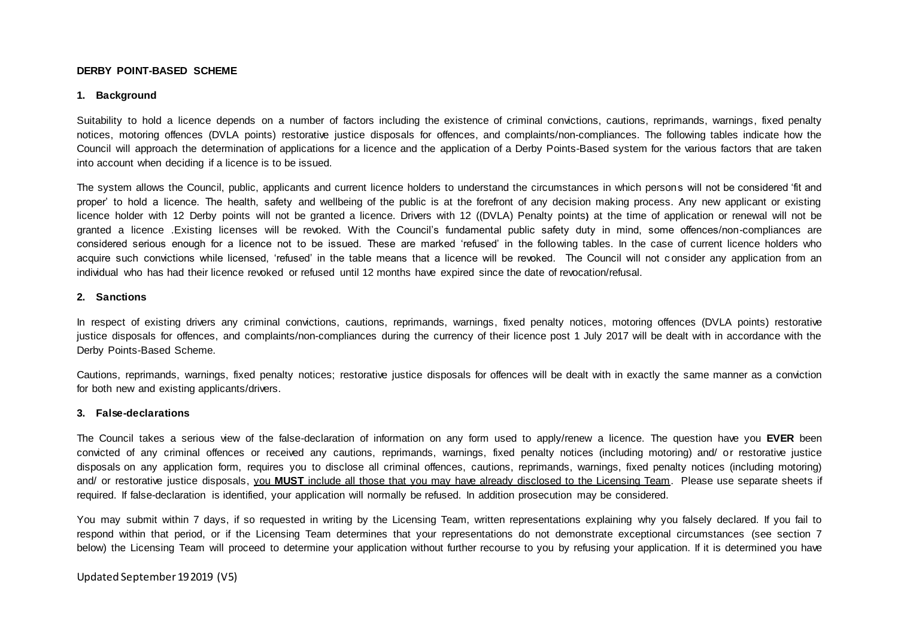**DERBY POINT-BASED SCHEME**

## 1. Background

Suitability to hold a licence depends on a number of factors including the existence of criminal convictions, cautions, reprimands, warnings, fixed penalty notices, motoring offences (DVLA points) restorative justice disposals for offences, and complaints/non-compliances. The following tables indicate how the Council will approach the determination of applications for a licence and the application of a Derby Points-Based system for the various factors that are taken into account when deciding if a licence is to be issued.

The system allows the Council, public, applicants and current licence holders to understand the circumstances in which persons will not be considered 'fit and proper' to hold a licence. The health, safety and wellbeing of the public is at the forefront of any decision making process. Any new applicant or existing licence holder with 12 Derby points will not be granted a licence. Drivers with 12 ((DVLA) Penalty points) at the time of application or renewal will not be granted a licence .Existing licenses will be revoked. With the Council's fundamental public safety duty in mind, some offences/non-compliances are considered serious enough for a licence not to be issued. These are marked 'refused' in the following tables. In the case of current licence holders who acquire such convictions while licensed, 'refused' in the table means that a licence will be revoked. The Council will not consider any application from an individual who has had their licence revoked or refused until 12 months have expired since the date of revocation/refusal.

## 2. Sanctions

In respect of existing drivers any criminal convictions, cautions, reprimands, warnings, fixed penalty notices, motoring offences (DVLA points) restorative justice disposals for offences, and complaints/non-compliances during the currency of their licence post 1 July 2017 will be dealt with in accordance with the Derby Points-Based Scheme.

Cautions, reprimands, warnings, fixed penalty notices; restorative justice disposals for offences will be dealt with in exactly the same manner as a conviction for both new and existing applicants/drivers.

## 3. False-declarations

The Council takes a serious view of the false-declaration of information on any form used to apply/renew a licence. The question have you **EVER** been convicted of any criminal offences or received any cautions, reprimands, warnings, fixed penalty notices (including motoring) and/ or restorative justice disposals on any application form, requires you to disclose all criminal offences, cautions, reprimands, warnings, fixed penalty notices (including motoring) and/ or restorative justice disposals, <u>you **MUST** include all those that you may have already disclosed to the Licensing Team</u>. Please use separate sheets if required. If false-declaration is identified, your application will normally be refused. In addition prosecution may be considered.

You may submit within 7 days, if so requested in writing by the Licensing Team, written representations explaining why you falsely declared. If you fail to respond within that period, or if the Licensing Team determines that your representations do not demonstrate exceptional circumstances (see section 7 below) the Licensing Team will proceed to determine your application without further recourse to you by refusing your application. If it is determined you have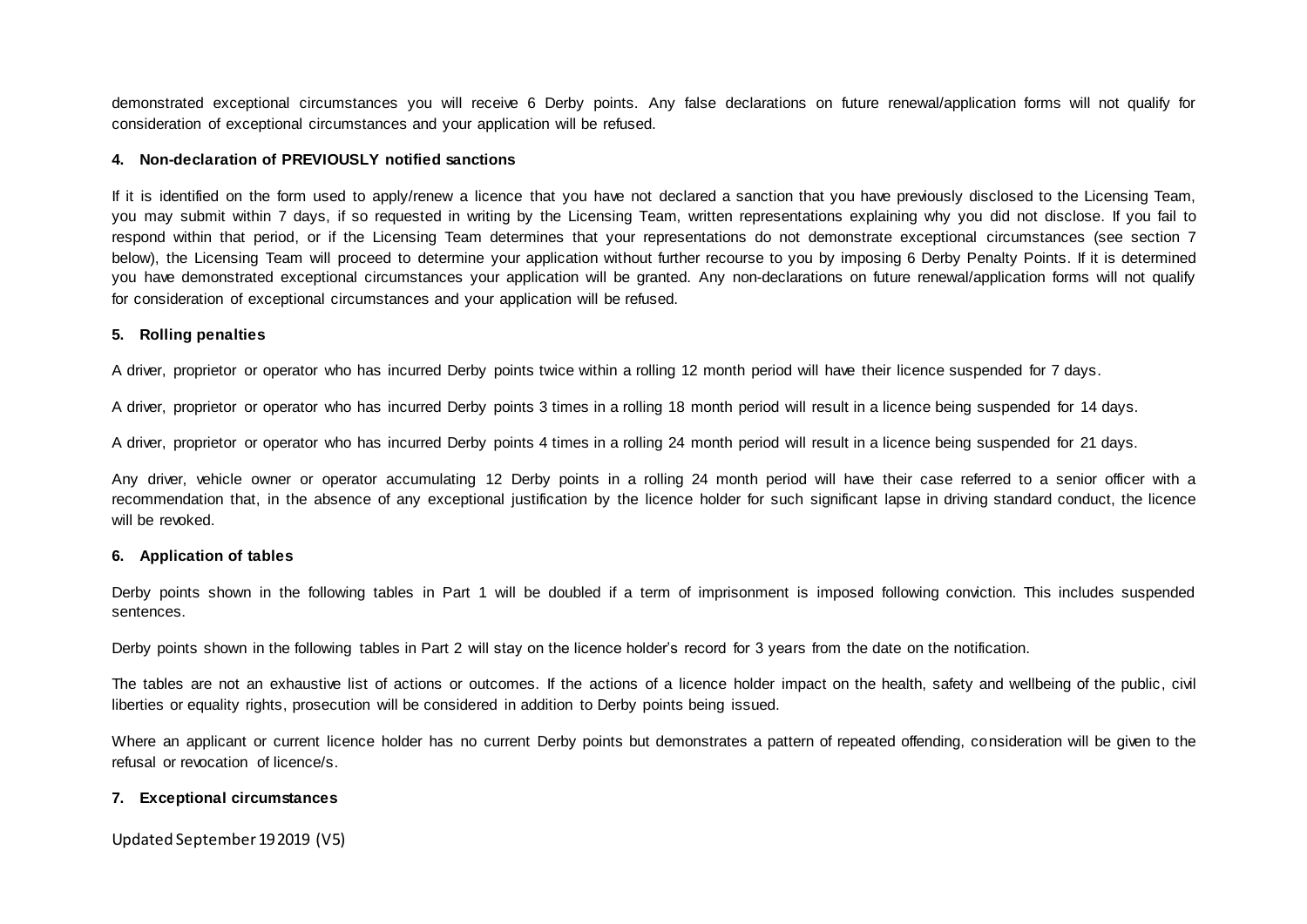demonstrated exceptional circumstances you will receive 6 Derby points. Any false declarations on future renewal/application forms will not qualify for consideration of exceptional circumstances and your application will be refused.

#### 4. Non-declaration of PREVIOUSLY notified sanctions

If it is identified on the form used to apply/renew a licence that you have not declared a sanction that you have previously disclosed to the Licensing Team, you may submit within 7 days, if so requested in writing by the Licensing Team, written representations explaining why you did not disclose. If you fail to respond within that period, or if the Licensing Team determines that your representations do not demonstrate exceptional circumstances (see section 7 below), the Licensing Team will proceed to determine your application without further recourse to you by imposing 6 Derby Penalty Points. If it is determined you have demonstrated exceptional circumstances your application will be granted. Any non-declarations on future renewal/application forms will not qualify for consideration of exceptional circumstances and your application will be refused.

#### 5. Rolling penalties

A driver, proprietor or operator who has incurred Derby points twice within a rolling 12 month period will have their licence suspended for 7 days.

A driver, proprietor or operator who has incurred Derby points 3 times in a rolling 18 month period will result in a licence being suspended for 14 days.

A driver, proprietor or operator who has incurred Derby points 4 times in a rolling 24 month period will result in a licence being suspended for 21 days.

Any driver, vehicle owner or operator accumulating 12 Derby points in a rolling 24 month period will have their case referred to a senior officer with a recommendation that, in the absence of any exceptional justification by the licence holder for such significant lapse in driving standard conduct, the licence will be revoked.

#### 6. Application of tables

Derby points shown in the following tables in Part 1 will be doubled if a term of imprisonment is imposed following conviction. This includes suspended sentences.

Derby points shown in the following tables in Part 2 will stay on the licence holder's record for 3 years from the date on the notification.

The tables are not an exhaustive list of actions or outcomes. If the actions of a licence holder impact on the health, safety and wellbeing of the public, civil liberties or equality rights, prosecution will be considered in addition to Derby points being issued.

Where an applicant or current licence holder has no current Derby points but demonstrates a pattern of repeated offending, consideration will be given to the refusal or revocation of licence/s.

#### 7. Exceptional circumstances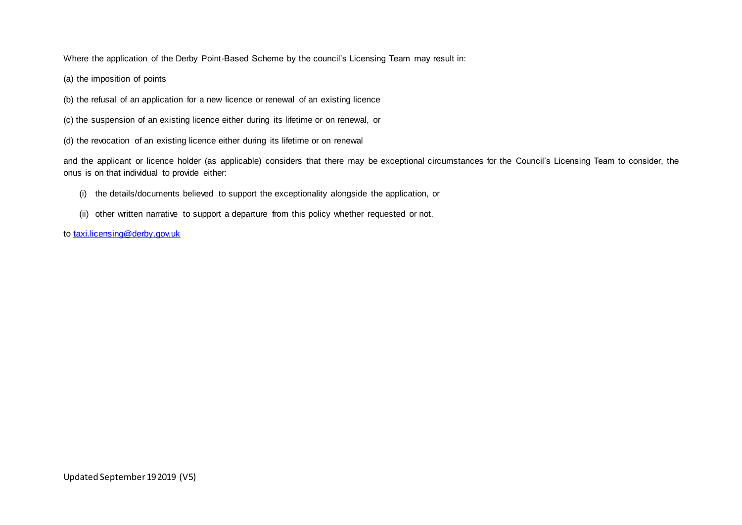Where the application of the Derby Point-Based Scheme by the council's Licensing Team may result in:

(a) the imposition of points

(b) the refusal of an application for a new licence or renewal of an existing licence

(c) the suspension of an existing licence either during its lifetime or on renewal, or

(d) the revocation of an existing licence either during its lifetime or on renewal

and the applicant or licence holder (as applicable) considers that there may be exceptional circumstances for the Council's Licensing Team to consider, the onus is on that individual to provide either:

(i) the details/documents believed to support the exceptionality alongside the application, or

(ii) other written narrative to support a departure from this policy whether requested or not.

to taxi.licensing@derby.gov.uk

Updated September 19 2019 (V5)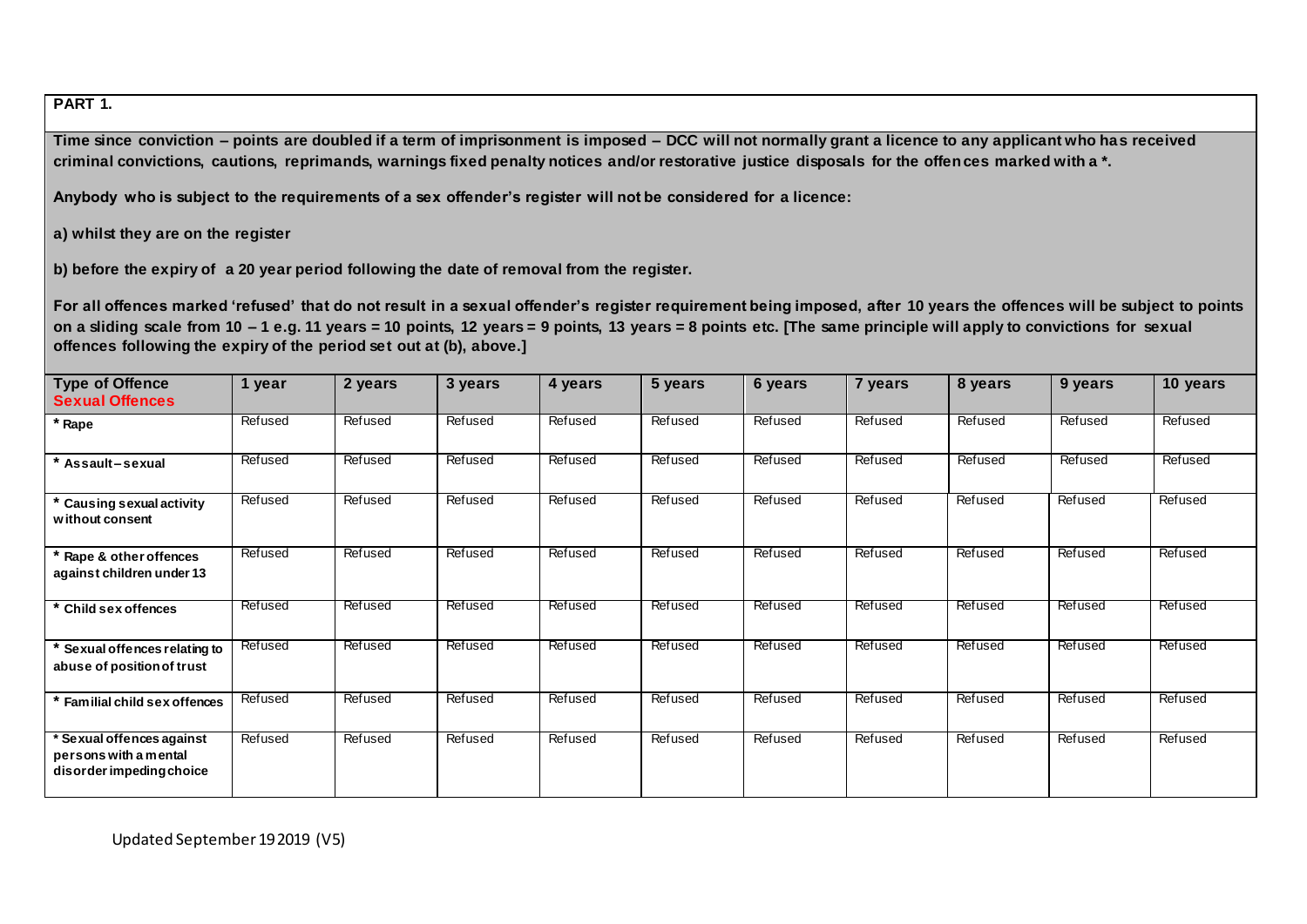**PART 1.**

**Time since conviction – points are doubled if a term of imprisonment is imposed – DCC will not normally grant a licence to any applicant who has received criminal convictions, cautions, reprimands, warnings fixed penalty notices and/or restorative justice disposals for the offences marked with a *.**

**Anybody who is subject to the requirements of a sex offender's register will not be considered for a licence:**

**a) whilst they are on the register**

**b) before the expiry of a 20 year period following the date of removal from the register.**

**For all offences marked 'refused' that do not result in a sexual offender's register requirement being imposed, after 10 years the offences will be subject to points on a sliding scale from 10 – 1 e.g. 11 years = 10 points, 12 years = 9 points, 13 years = 8 points etc. [The same principle will apply to convictions for sexual offences following the expiry of the period set out at (b), above.]**

| Type of Offence<br>Sexual Offences | 1 year | 2 years | 3 years | 4 years | 5 years | 6 years | 7 years | 8 years | 9 years | 10 years |
|---|---|---|---|---|---|---|---|---|---|---|
| * Rape | Refused | Refused | Refused | Refused | Refused | Refused | Refused | Refused | Refused | Refused |
| * Assault – sexual | Refused | Refused | Refused | Refused | Refused | Refused | Refused | Refused | Refused | Refused |
| * Causing sexual activity without consent | Refused | Refused | Refused | Refused | Refused | Refused | Refused | Refused | Refused | Refused |
| * Rape & other offences against children under 13 | Refused | Refused | Refused | Refused | Refused | Refused | Refused | Refused | Refused | Refused |
| * Child sex offences | Refused | Refused | Refused | Refused | Refused | Refused | Refused | Refused | Refused | Refused |
| * Sexual offences relating to abuse of position of trust | Refused | Refused | Refused | Refused | Refused | Refused | Refused | Refused | Refused | Refused |
| * Familial child sex offences | Refused | Refused | Refused | Refused | Refused | Refused | Refused | Refused | Refused | Refused |
| * Sexual offences against persons with a mental disorder impeding choice | Refused | Refused | Refused | Refused | Refused | Refused | Refused | Refused | Refused | Refused |

Updated September 19 2019 (V5)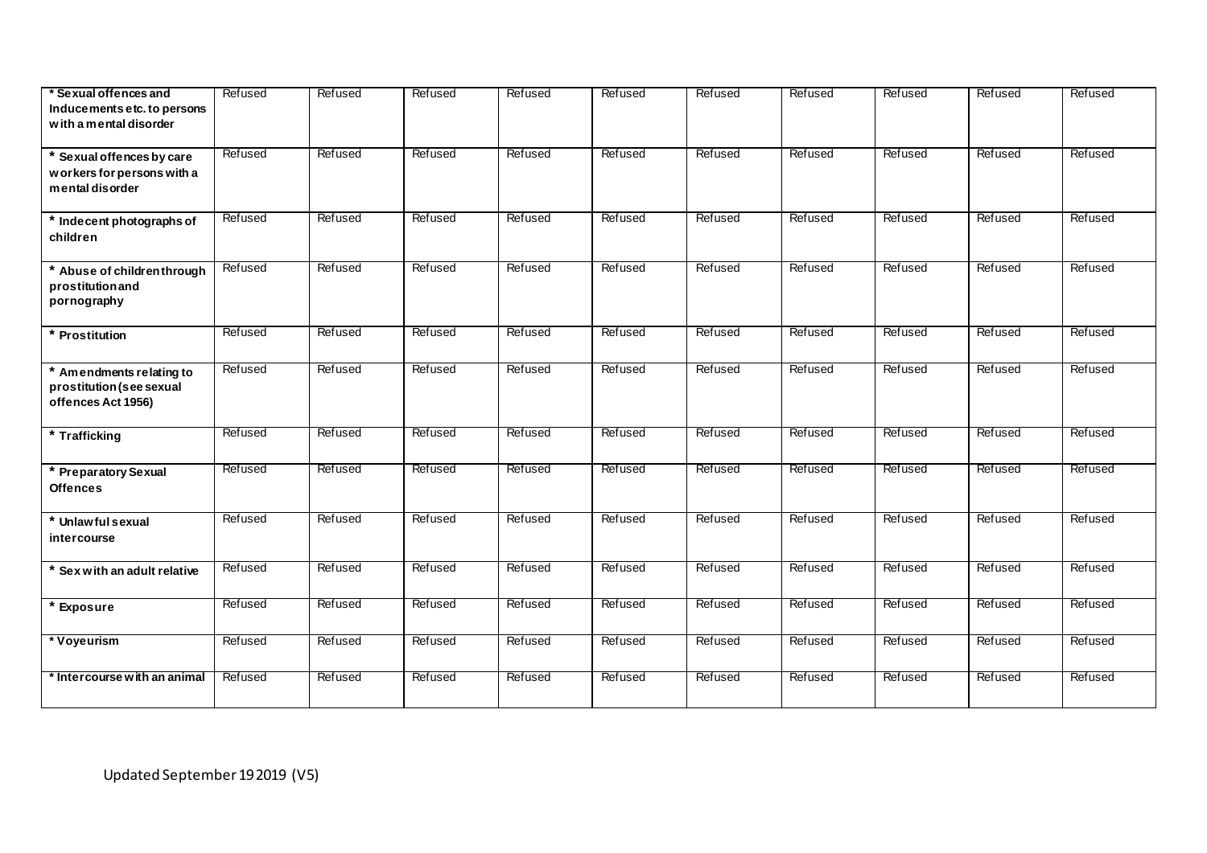| * Sexual offences and Inducements etc. to persons with a mental disorder | Refused | Refused | Refused | Refused | Refused | Refused | Refused | Refused | Refused | Refused |
|---|---|---|---|---|---|---|---|---|---|---|
| * Sexual offences by care workers for persons with a mental disorder | Refused | Refused | Refused | Refused | Refused | Refused | Refused | Refused | Refused | Refused |
| * Indecent photographs of children | Refused | Refused | Refused | Refused | Refused | Refused | Refused | Refused | Refused | Refused |
| * Abuse of children through prostitution and pornography | Refused | Refused | Refused | Refused | Refused | Refused | Refused | Refused | Refused | Refused |
| * Prostitution | Refused | Refused | Refused | Refused | Refused | Refused | Refused | Refused | Refused | Refused |
| * Amendments relating to prostitution (see sexual offences Act 1956) | Refused | Refused | Refused | Refused | Refused | Refused | Refused | Refused | Refused | Refused |
| * Trafficking | Refused | Refused | Refused | Refused | Refused | Refused | Refused | Refused | Refused | Refused |
| * Preparatory Sexual Offences | Refused | Refused | Refused | Refused | Refused | Refused | Refused | Refused | Refused | Refused |
| * Unlawful sexual intercourse | Refused | Refused | Refused | Refused | Refused | Refused | Refused | Refused | Refused | Refused |
| * Sex with an adult relative | Refused | Refused | Refused | Refused | Refused | Refused | Refused | Refused | Refused | Refused |
| * Exposure | Refused | Refused | Refused | Refused | Refused | Refused | Refused | Refused | Refused | Refused |
| * Voyeurism | Refused | Refused | Refused | Refused | Refused | Refused | Refused | Refused | Refused | Refused |
| * Intercourse with an animal | Refused | Refused | Refused | Refused | Refused | Refused | Refused | Refused | Refused | Refused |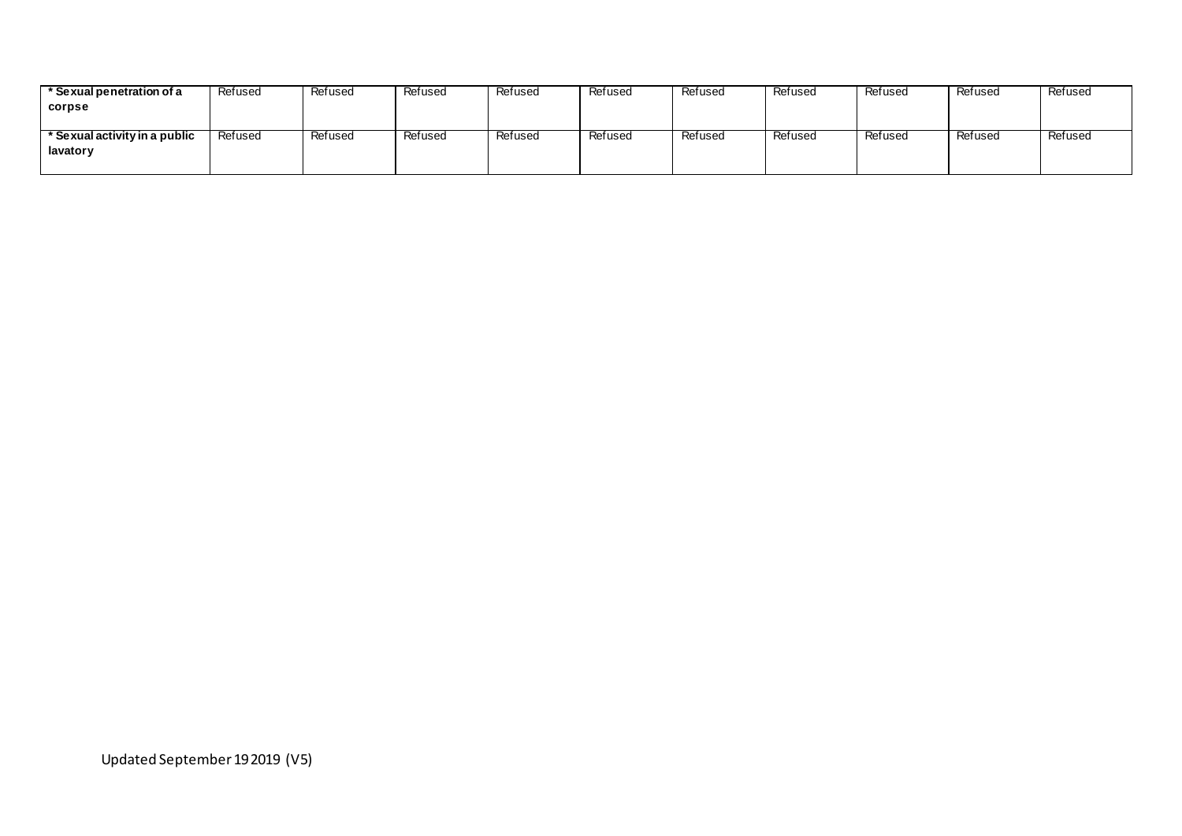| | | | | | | | | | | |
|---|---|---|---|---|---|---|---|---|---|---|
| **\* Sexual penetration of a corpse** | Refused | Refused | Refused | Refused | Refused | Refused | Refused | Refused | Refused | Refused |
| **\* Sexual activity in a public lavatory** | Refused | Refused | Refused | Refused | Refused | Refused | Refused | Refused | Refused | Refused |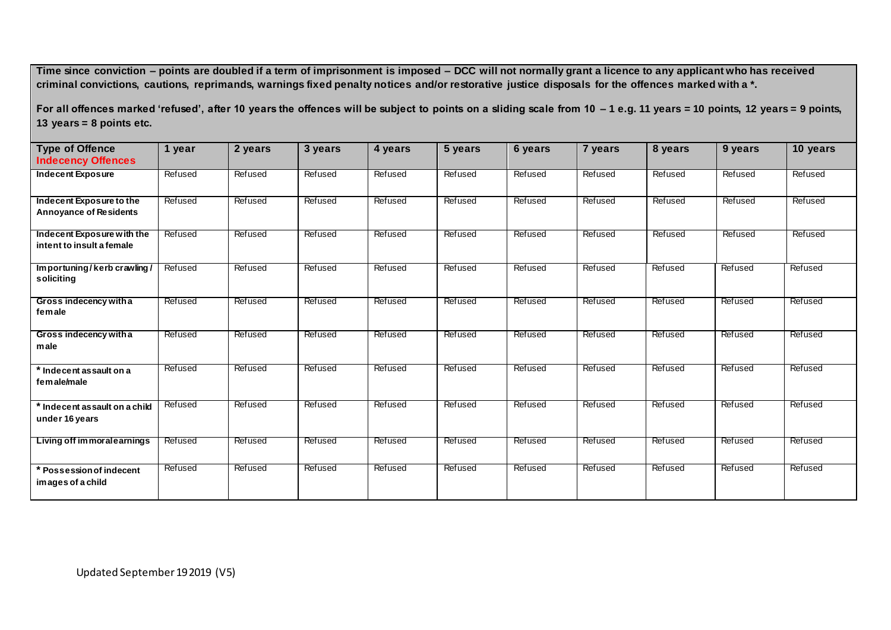**Time since conviction – points are doubled if a term of imprisonment is imposed – DCC will not normally grant a licence to any applicant who has received criminal convictions, cautions, reprimands, warnings fixed penalty notices and/or restorative justice disposals for the offences marked with a *.**

**For all offences marked 'refused', after 10 years the offences will be subject to points on a sliding scale from 10 – 1 e.g. 11 years = 10 points, 12 years = 9 points, 13 years = 8 points etc.**

| Type of Offence<br>Indecency Offences | 1 year | 2 years | 3 years | 4 years | 5 years | 6 years | 7 years | 8 years | 9 years | 10 years |
|---|---|---|---|---|---|---|---|---|---|---|
| **Indecent Exposure** | Refused | Refused | Refused | Refused | Refused | Refused | Refused | Refused | Refused | Refused |
| **Indecent Exposure to the Annoyance of Residents** | Refused | Refused | Refused | Refused | Refused | Refused | Refused | Refused | Refused | Refused |
| **Indecent Exposure with the intent to insult a female** | Refused | Refused | Refused | Refused | Refused | Refused | Refused | Refused | Refused | Refused |
| **Importuning / kerb crawling / soliciting** | Refused | Refused | Refused | Refused | Refused | Refused | Refused | Refused | Refused | Refused |
| **Gross indecency with a female** | Refused | Refused | Refused | Refused | Refused | Refused | Refused | Refused | Refused | Refused |
| **Gross indecency with a male** | Refused | Refused | Refused | Refused | Refused | Refused | Refused | Refused | Refused | Refused |
| **\* Indecent assault on a female/male** | Refused | Refused | Refused | Refused | Refused | Refused | Refused | Refused | Refused | Refused |
| **\* Indecent assault on a child under 16 years** | Refused | Refused | Refused | Refused | Refused | Refused | Refused | Refused | Refused | Refused |
| **Living off immoral earnings** | Refused | Refused | Refused | Refused | Refused | Refused | Refused | Refused | Refused | Refused |
| **\* Possession of indecent images of a child** | Refused | Refused | Refused | Refused | Refused | Refused | Refused | Refused | Refused | Refused |

Updated September 19 2019 (V5)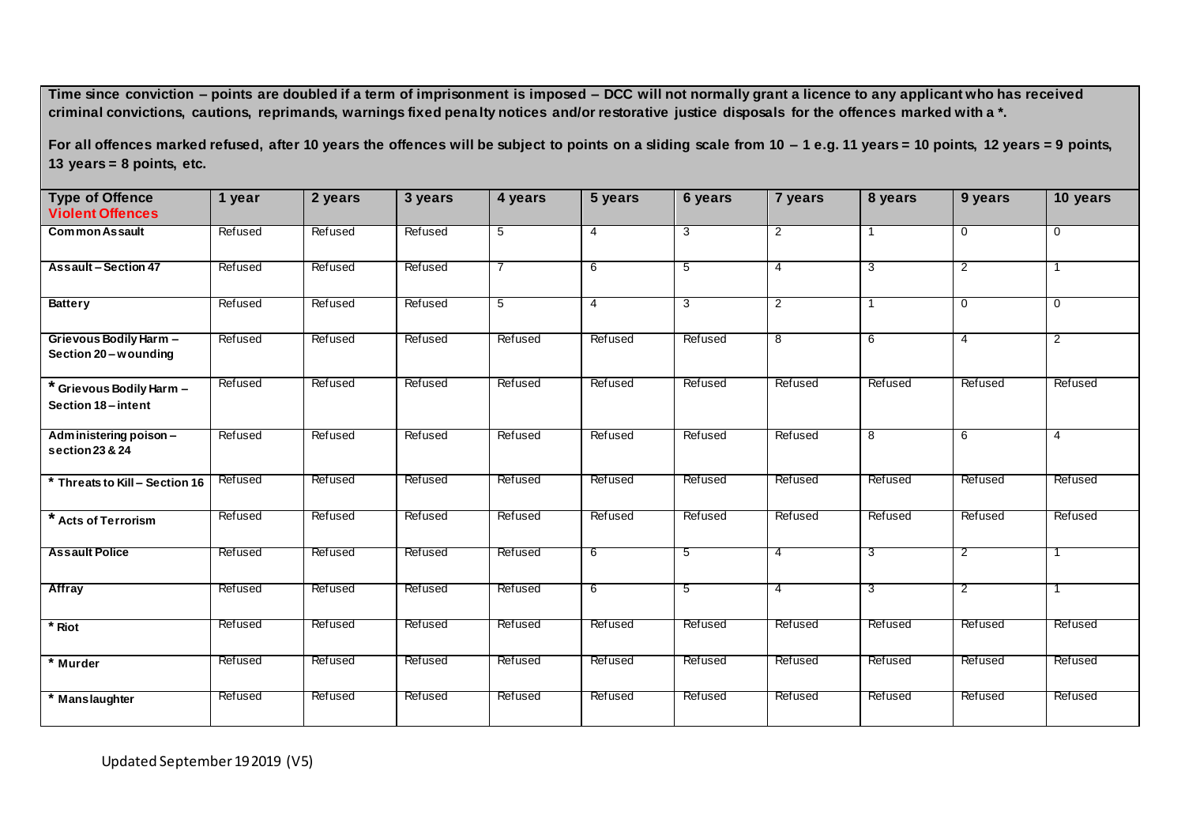**Time since conviction – points are doubled if a term of imprisonment is imposed – DCC will not normally grant a licence to any applicant who has received criminal convictions, cautions, reprimands, warnings fixed penalty notices and/or restorative justice disposals for the offences marked with a *.**

**For all offences marked refused, after 10 years the offences will be subject to points on a sliding scale from 10 – 1 e.g. 11 years = 10 points, 12 years = 9 points, 13 years = 8 points, etc.**

| Type of Offence<br>Violent Offences | 1 year | 2 years | 3 years | 4 years | 5 years | 6 years | 7 years | 8 years | 9 years | 10 years |
|---|---|---|---|---|---|---|---|---|---|---|
| **Common Assault** | Refused | Refused | Refused | 5 | 4 | 3 | 2 | 1 | 0 | 0 |
| **Assault – Section 47** | Refused | Refused | Refused | 7 | 6 | 5 | 4 | 3 | 2 | 1 |
| **Battery** | Refused | Refused | Refused | 5 | 4 | 3 | 2 | 1 | 0 | 0 |
| **Grievous Bodily Harm – Section 20 – wounding** | Refused | Refused | Refused | Refused | Refused | Refused | 8 | 6 | 4 | 2 |
| **\* Grievous Bodily Harm – Section 18 – intent** | Refused | Refused | Refused | Refused | Refused | Refused | Refused | Refused | Refused | Refused |
| **Administering poison – section 23 & 24** | Refused | Refused | Refused | Refused | Refused | Refused | Refused | 8 | 6 | 4 |
| **\* Threats to Kill – Section 16** | Refused | Refused | Refused | Refused | Refused | Refused | Refused | Refused | Refused | Refused |
| **\* Acts of Terrorism** | Refused | Refused | Refused | Refused | Refused | Refused | Refused | Refused | Refused | Refused |
| **Assault Police** | Refused | Refused | Refused | Refused | 6 | 5 | 4 | 3 | 2 | 1 |
| **Affray** | Refused | Refused | Refused | Refused | 6 | 5 | 4 | 3 | 2 | 1 |
| **\* Riot** | Refused | Refused | Refused | Refused | Refused | Refused | Refused | Refused | Refused | Refused |
| **\* Murder** | Refused | Refused | Refused | Refused | Refused | Refused | Refused | Refused | Refused | Refused |
| **\* Manslaughter** | Refused | Refused | Refused | Refused | Refused | Refused | Refused | Refused | Refused | Refused |

Updated September 19 2019 (V5)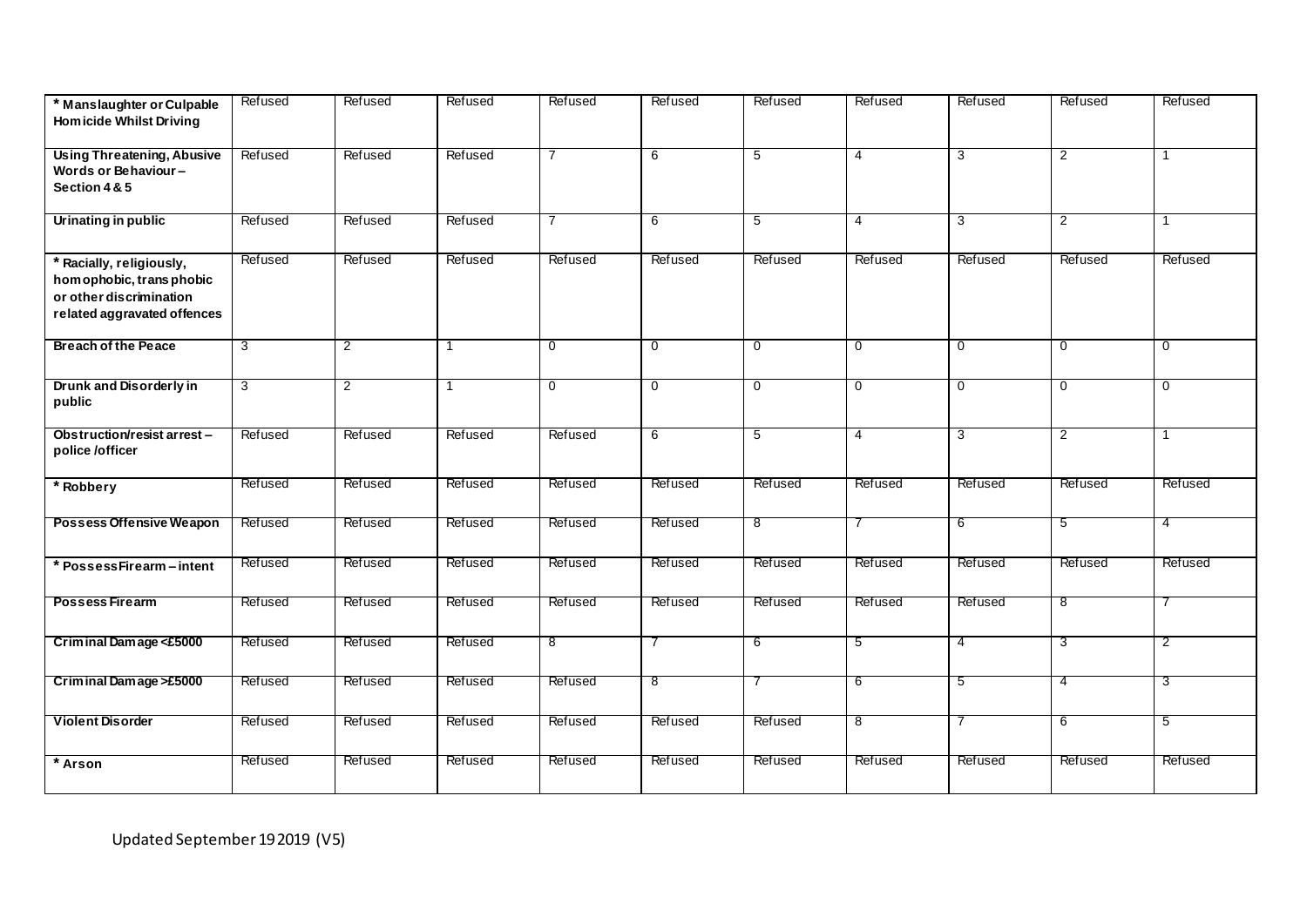| | | | | | | | | | | |
|---|---|---|---|---|---|---|---|---|---|---|
| **\* Manslaughter or Culpable Homicide Whilst Driving** | Refused | Refused | Refused | Refused | Refused | Refused | Refused | Refused | Refused | Refused |
| **Using Threatening, Abusive Words or Behaviour – Section 4 & 5** | Refused | Refused | Refused | 7 | 6 | 5 | 4 | 3 | 2 | 1 |
| **Urinating in public** | Refused | Refused | Refused | 7 | 6 | 5 | 4 | 3 | 2 | 1 |
| **\* Racially, religiously, homophobic, trans phobic or other discrimination related aggravated offences** | Refused | Refused | Refused | Refused | Refused | Refused | Refused | Refused | Refused | Refused |
| **Breach of the Peace** | 3 | 2 | 1 | 0 | 0 | 0 | 0 | 0 | 0 | 0 |
| **Drunk and Disorderly in public** | 3 | 2 | 1 | 0 | 0 | 0 | 0 | 0 | 0 | 0 |
| **Obstruction/resist arrest – police /officer** | Refused | Refused | Refused | Refused | 6 | 5 | 4 | 3 | 2 | 1 |
| **\* Robbery** | Refused | Refused | Refused | Refused | Refused | Refused | Refused | Refused | Refused | Refused |
| **Possess Offensive Weapon** | Refused | Refused | Refused | Refused | Refused | 8 | 7 | 6 | 5 | 4 |
| **\* Possess Firearm – intent** | Refused | Refused | Refused | Refused | Refused | Refused | Refused | Refused | Refused | Refused |
| **Possess Firearm** | Refused | Refused | Refused | Refused | Refused | Refused | Refused | Refused | 8 | 7 |
| **Criminal Damage <£5000** | Refused | Refused | Refused | 8 | 7 | 6 | 5 | 4 | 3 | 2 |
| **Criminal Damage >£5000** | Refused | Refused | Refused | Refused | 8 | 7 | 6 | 5 | 4 | 3 |
| **Violent Disorder** | Refused | Refused | Refused | Refused | Refused | Refused | 8 | 7 | 6 | 5 |
| **\* Arson** | Refused | Refused | Refused | Refused | Refused | Refused | Refused | Refused | Refused | Refused |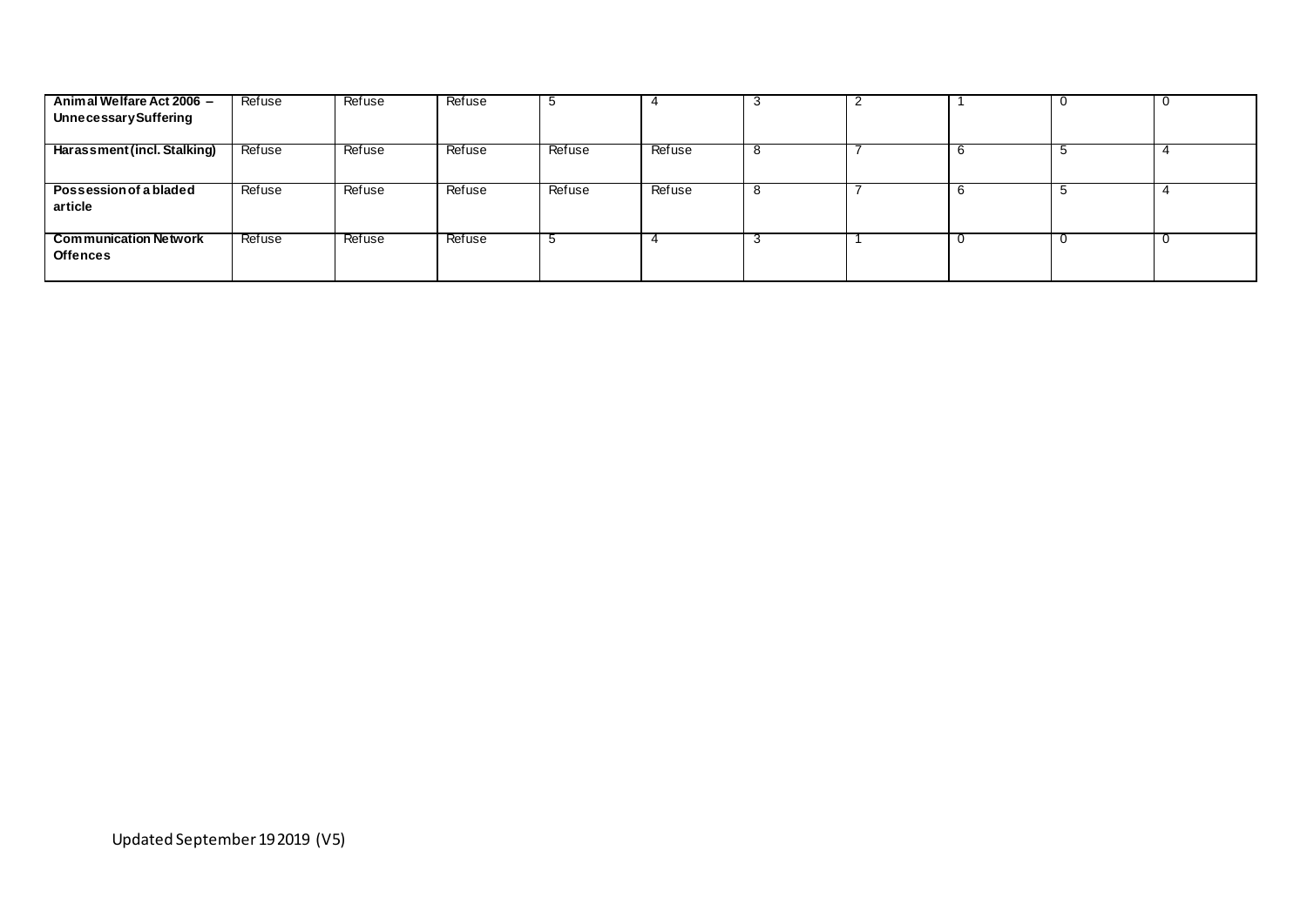| | | | | | | | | | | |
|---|---|---|---|---|---|---|---|---|---|---|
| **Animal Welfare Act 2006 – Unnecessary Suffering** | Refuse | Refuse | Refuse | 5 | 4 | 3 | 2 | 1 | 0 | 0 |
| **Harassment (incl. Stalking)** | Refuse | Refuse | Refuse | Refuse | Refuse | 8 | 7 | 6 | 5 | 4 |
| **Possession of a bladed article** | Refuse | Refuse | Refuse | Refuse | Refuse | 8 | 7 | 6 | 5 | 4 |
| **Communication Network Offences** | Refuse | Refuse | Refuse | 5 | 4 | 3 | 1 | 0 | 0 | 0 |

Updated September 19 2019 (V5)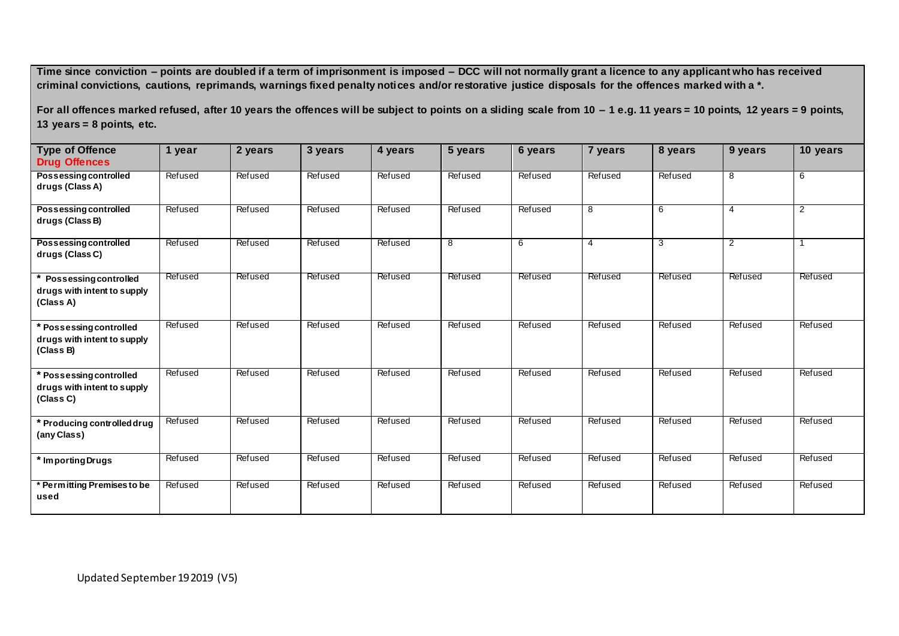**Time since conviction – points are doubled if a term of imprisonment is imposed – DCC will not normally grant a licence to any applicant who has received criminal convictions, cautions, reprimands, warnings fixed penalty notices and/or restorative justice disposals for the offences marked with a *.**

**For all offences marked refused, after 10 years the offences will be subject to points on a sliding scale from 10 – 1 e.g. 11 years = 10 points, 12 years = 9 points, 13 years = 8 points, etc.**

| Type of Offence<br>Drug Offences | 1 year | 2 years | 3 years | 4 years | 5 years | 6 years | 7 years | 8 years | 9 years | 10 years |
|---|---|---|---|---|---|---|---|---|---|---|
| **Possessing controlled drugs (Class A)** | Refused | Refused | Refused | Refused | Refused | Refused | Refused | Refused | 8 | 6 |
| **Possessing controlled drugs (Class B)** | Refused | Refused | Refused | Refused | Refused | Refused | 8 | 6 | 4 | 2 |
| **Possessing controlled drugs (Class C)** | Refused | Refused | Refused | Refused | 8 | 6 | 4 | 3 | 2 | 1 |
| **\* Possessing controlled drugs with intent to supply (Class A)** | Refused | Refused | Refused | Refused | Refused | Refused | Refused | Refused | Refused | Refused |
| **\* Possessing controlled drugs with intent to supply (Class B)** | Refused | Refused | Refused | Refused | Refused | Refused | Refused | Refused | Refused | Refused |
| **\* Possessing controlled drugs with intent to supply (Class C)** | Refused | Refused | Refused | Refused | Refused | Refused | Refused | Refused | Refused | Refused |
| **\* Producing controlled drug (any Class)** | Refused | Refused | Refused | Refused | Refused | Refused | Refused | Refused | Refused | Refused |
| **\* Importing Drugs** | Refused | Refused | Refused | Refused | Refused | Refused | Refused | Refused | Refused | Refused |
| **\* Permitting Premises to be used** | Refused | Refused | Refused | Refused | Refused | Refused | Refused | Refused | Refused | Refused |

Updated September 19 2019 (V5)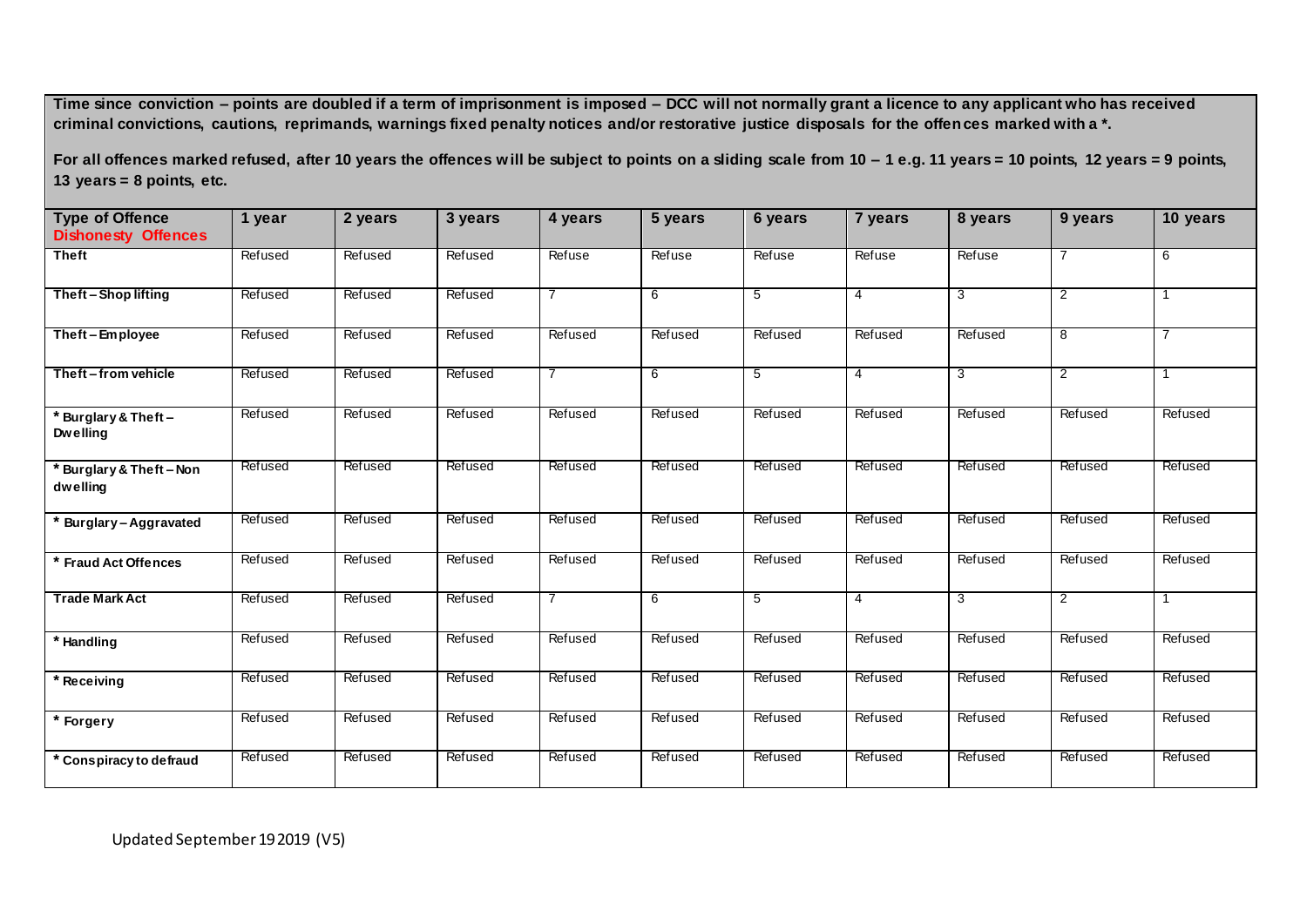**Time since conviction – points are doubled if a term of imprisonment is imposed – DCC will not normally grant a licence to any applicant who has received criminal convictions, cautions, reprimands, warnings fixed penalty notices and/or restorative justice disposals for the offences marked with a *.**

**For all offences marked refused, after 10 years the offences will be subject to points on a sliding scale from 10 – 1 e.g. 11 years = 10 points, 12 years = 9 points, 13 years = 8 points, etc.**

| Type of Offence Dishonesty Offences | 1 year | 2 years | 3 years | 4 years | 5 years | 6 years | 7 years | 8 years | 9 years | 10 years |
|---|---|---|---|---|---|---|---|---|---|---|
| **Theft** | Refused | Refused | Refused | Refuse | Refuse | Refuse | Refuse | Refuse | 7 | 6 |
| **Theft – Shop lifting** | Refused | Refused | Refused | 7 | 6 | 5 | 4 | 3 | 2 | 1 |
| **Theft – Employee** | Refused | Refused | Refused | Refused | Refused | Refused | Refused | Refused | 8 | 7 |
| **Theft – from vehicle** | Refused | Refused | Refused | 7 | 6 | 5 | 4 | 3 | 2 | 1 |
| **\* Burglary & Theft – Dwelling** | Refused | Refused | Refused | Refused | Refused | Refused | Refused | Refused | Refused | Refused |
| **\* Burglary & Theft – Non dwelling** | Refused | Refused | Refused | Refused | Refused | Refused | Refused | Refused | Refused | Refused |
| **\* Burglary – Aggravated** | Refused | Refused | Refused | Refused | Refused | Refused | Refused | Refused | Refused | Refused |
| **\* Fraud Act Offences** | Refused | Refused | Refused | Refused | Refused | Refused | Refused | Refused | Refused | Refused |
| **Trade Mark Act** | Refused | Refused | Refused | 7 | 6 | 5 | 4 | 3 | 2 | 1 |
| **\* Handling** | Refused | Refused | Refused | Refused | Refused | Refused | Refused | Refused | Refused | Refused |
| **\* Receiving** | Refused | Refused | Refused | Refused | Refused | Refused | Refused | Refused | Refused | Refused |
| **\* Forgery** | Refused | Refused | Refused | Refused | Refused | Refused | Refused | Refused | Refused | Refused |
| **\* Conspiracy to defraud** | Refused | Refused | Refused | Refused | Refused | Refused | Refused | Refused | Refused | Refused |

Updated September 19 2019 (V5)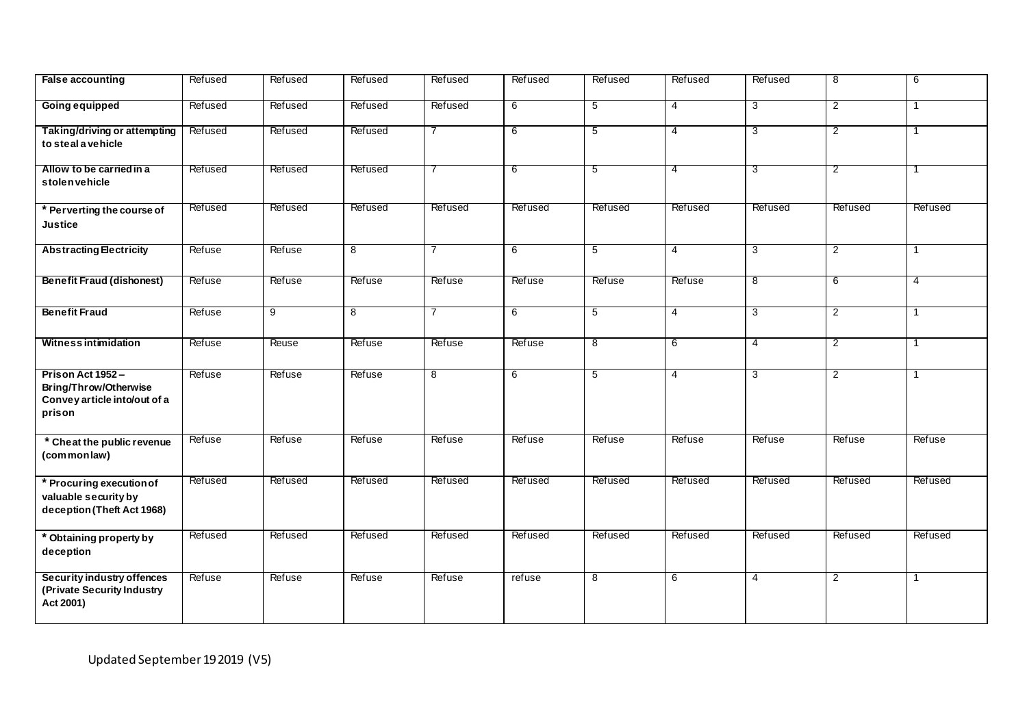| **False accounting** | Refused | Refused | Refused | Refused | Refused | Refused | Refused | Refused | 8 | 6 |
|---|---|---|---|---|---|---|---|---|---|---|
| **Going equipped** | Refused | Refused | Refused | Refused | 6 | 5 | 4 | 3 | 2 | 1 |
| **Taking/driving or attempting to steal a vehicle** | Refused | Refused | Refused | 7 | 6 | 5 | 4 | 3 | 2 | 1 |
| **Allow to be carried in a stolen vehicle** | Refused | Refused | Refused | 7 | 6 | 5 | 4 | 3 | 2 | 1 |
| **\* Perverting the course of Justice** | Refused | Refused | Refused | Refused | Refused | Refused | Refused | Refused | Refused | Refused |
| **Abstracting Electricity** | Refuse | Refuse | 8 | 7 | 6 | 5 | 4 | 3 | 2 | 1 |
| **Benefit Fraud (dishonest)** | Refuse | Refuse | Refuse | Refuse | Refuse | Refuse | Refuse | 8 | 6 | 4 |
| **Benefit Fraud** | Refuse | 9 | 8 | 7 | 6 | 5 | 4 | 3 | 2 | 1 |
| **Witness intimidation** | Refuse | Reuse | Refuse | Refuse | Refuse | 8 | 6 | 4 | 2 | 1 |
| **Prison Act 1952 – Bring/Throw/Otherwise Convey article into/out of a prison** | Refuse | Refuse | Refuse | 8 | 6 | 5 | 4 | 3 | 2 | 1 |
| **\* Cheat the public revenue (common law)** | Refuse | Refuse | Refuse | Refuse | Refuse | Refuse | Refuse | Refuse | Refuse | Refuse |
| **\* Procuring execution of valuable security by deception (Theft Act 1968)** | Refused | Refused | Refused | Refused | Refused | Refused | Refused | Refused | Refused | Refused |
| **\* Obtaining property by deception** | Refused | Refused | Refused | Refused | Refused | Refused | Refused | Refused | Refused | Refused |
| **Security industry offences (Private Security Industry Act 2001)** | Refuse | Refuse | Refuse | Refuse | refuse | 8 | 6 | 4 | 2 | 1 |

Updated September 19 2019 (V5)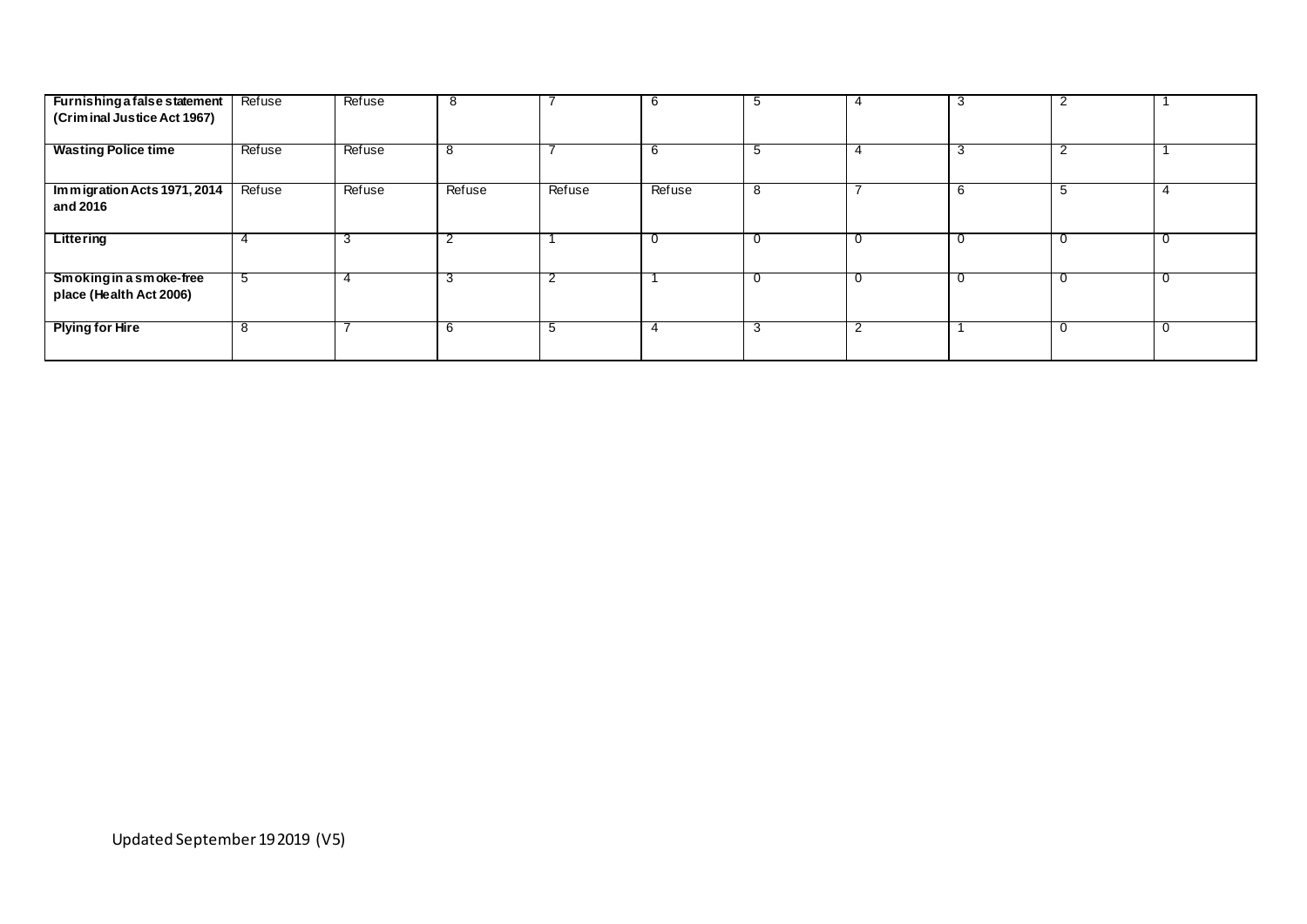| **Furnishing a false statement (Criminal Justice Act 1967)** | Refuse | Refuse | 8 | 7 | 6 | 5 | 4 | 3 | 2 | 1 |
|---|---|---|---|---|---|---|---|---|---|---|
| **Wasting Police time** | Refuse | Refuse | 8 | 7 | 6 | 5 | 4 | 3 | 2 | 1 |
| **Immigration Acts 1971, 2014 and 2016** | Refuse | Refuse | Refuse | Refuse | Refuse | 8 | 7 | 6 | 5 | 4 |
| **Littering** | 4 | 3 | 2 | 1 | 0 | 0 | 0 | 0 | 0 | 0 |
| **Smoking in a smoke-free place (Health Act 2006)** | 5 | 4 | 3 | 2 | 1 | 0 | 0 | 0 | 0 | 0 |
| **Plying for Hire** | 8 | 7 | 6 | 5 | 4 | 3 | 2 | 1 | 0 | 0 |

Updated September 19 2019 (V5)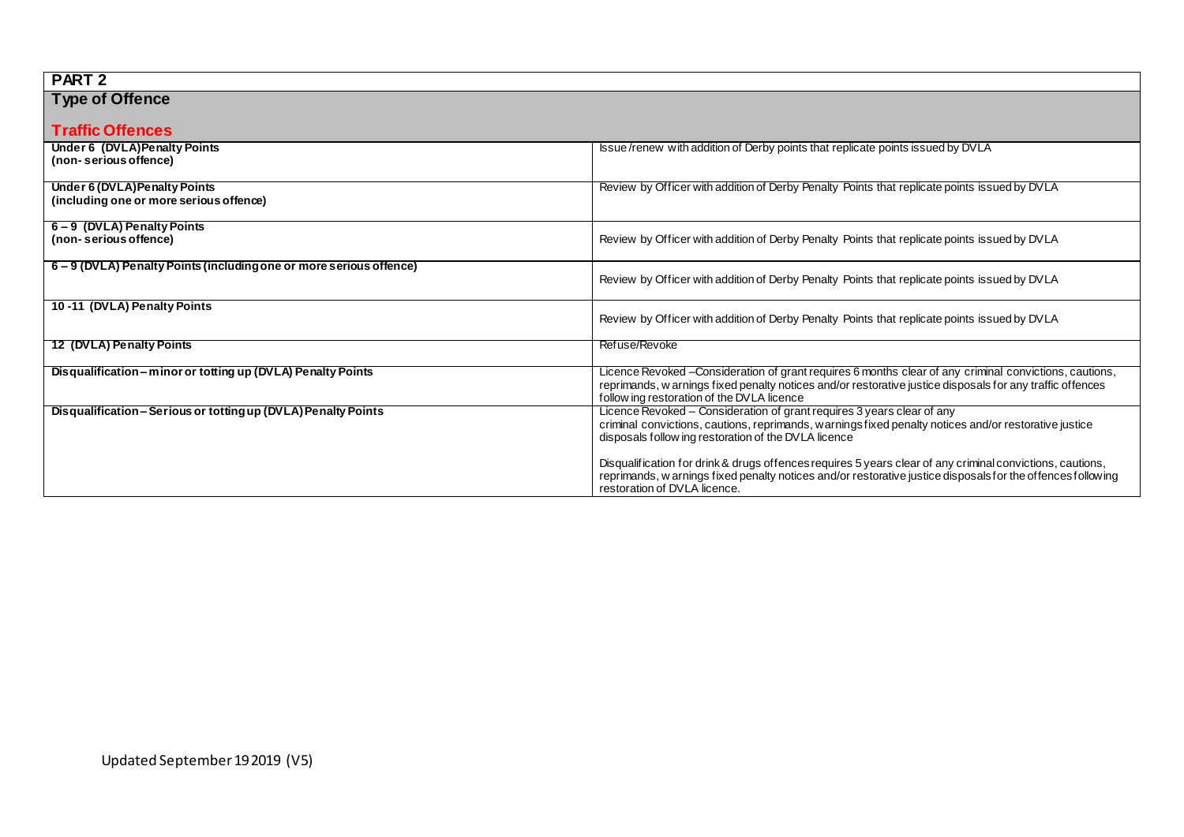## PART 2

### Type of Offence

#### Traffic Offences

| | |
|---|---|
| **Under 6 (DVLA)Penalty Points (non- serious offence)** | Issue /renew with addition of Derby points that replicate points issued by DVLA |
| **Under 6 (DVLA)Penalty Points (including one or more serious offence)** | Review by Officer with addition of Derby Penalty Points that replicate points issued by DVLA |
| **6 – 9 (DVLA) Penalty Points (non- serious offence)** | Review by Officer with addition of Derby Penalty Points that replicate points issued by DVLA |
| **6 – 9 (DVLA) Penalty Points (including one or more serious offence)** | Review by Officer with addition of Derby Penalty Points that replicate points issued by DVLA |
| **10 -11 (DVLA) Penalty Points** | Review by Officer with addition of Derby Penalty Points that replicate points issued by DVLA |
| **12 (DVLA) Penalty Points** | Refuse/Revoke |
| **Disqualification – minor or totting up (DVLA) Penalty Points** | Licence Revoked –Consideration of grant requires 6 months clear of any criminal convictions, cautions, reprimands, warnings fixed penalty notices and/or restorative justice disposals for any traffic offences following restoration of the DVLA licence |
| **Disqualification – Serious or totting up (DVLA) Penalty Points** | Licence Revoked – Consideration of grant requires 3 years clear of any criminal convictions, cautions, reprimands, warnings fixed penalty notices and/or restorative justice disposals following restoration of the DVLA licence<br><br>Disqualification for drink & drugs offences requires 5 years clear of any criminal convictions, cautions, reprimands, warnings fixed penalty notices and/or restorative justice disposals for the offences following restoration of DVLA licence. |

Updated September 19 2019 (V5)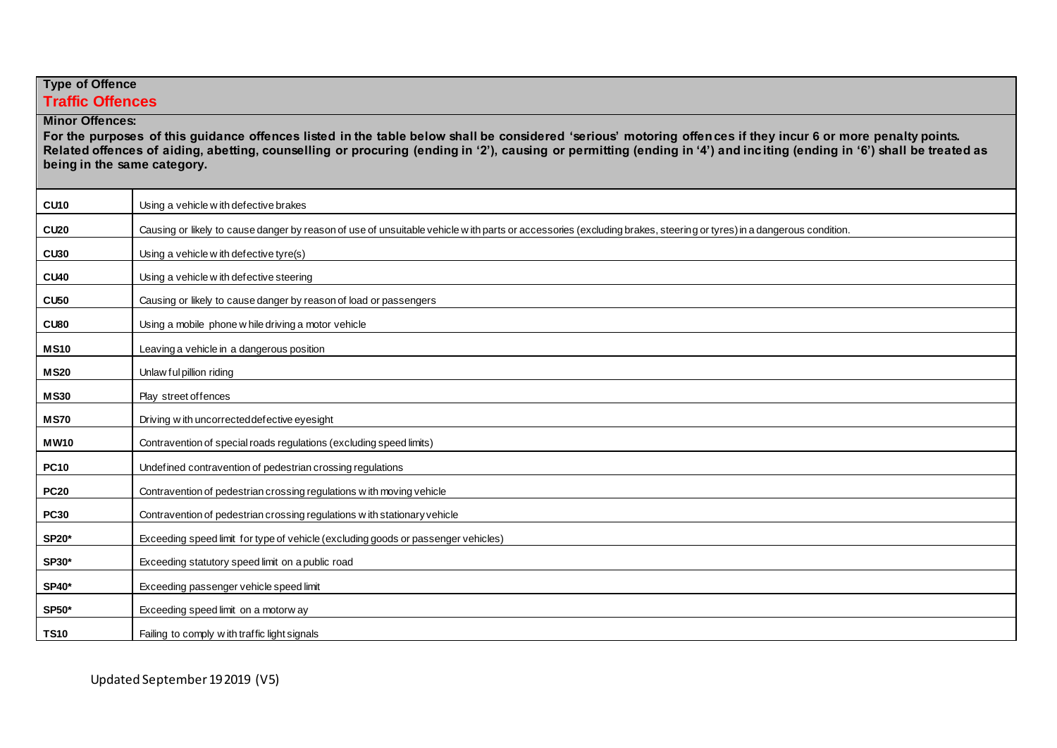**Type of Offence**

**Traffic Offences**

**Minor Offences:**

**For the purposes of this guidance offences listed in the table below shall be considered 'serious' motoring offences if they incur 6 or more penalty points. Related offences of aiding, abetting, counselling or procuring (ending in '2'), causing or permitting (ending in '4') and inciting (ending in '6') shall be treated as being in the same category.**

| Code | Offence |
|---|---|
| **CU10** | Using a vehicle with defective brakes |
| **CU20** | Causing or likely to cause danger by reason of use of unsuitable vehicle with parts or accessories (excluding brakes, steering or tyres) in a dangerous condition. |
| **CU30** | Using a vehicle with defective tyre(s) |
| **CU40** | Using a vehicle with defective steering |
| **CU50** | Causing or likely to cause danger by reason of load or passengers |
| **CU80** | Using a mobile phone while driving a motor vehicle |
| **MS10** | Leaving a vehicle in a dangerous position |
| **MS20** | Unlawful pillion riding |
| **MS30** | Play street offences |
| **MS70** | Driving with uncorrected defective eyesight |
| **MW10** | Contravention of special roads regulations (excluding speed limits) |
| **PC10** | Undefined contravention of pedestrian crossing regulations |
| **PC20** | Contravention of pedestrian crossing regulations with moving vehicle |
| **PC30** | Contravention of pedestrian crossing regulations with stationary vehicle |
| **SP20*** | Exceeding speed limit for type of vehicle (excluding goods or passenger vehicles) |
| **SP30*** | Exceeding statutory speed limit on a public road |
| **SP40*** | Exceeding passenger vehicle speed limit |
| **SP50*** | Exceeding speed limit on a motorway |
| **TS10** | Failing to comply with traffic light signals |

Updated September 19 2019 (V5)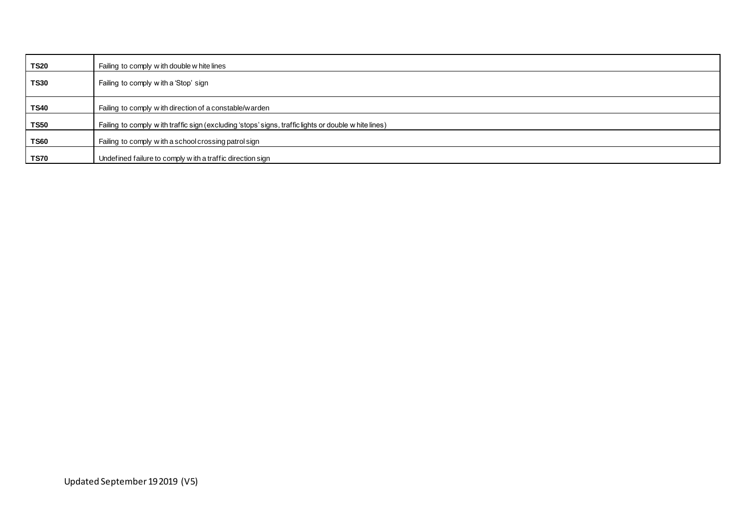| TS20 | Failing to comply with double white lines |
|---|---|
| TS30 | Failing to comply with a 'Stop' sign |
| TS40 | Failing to comply with direction of a constable/warden |
| TS50 | Failing to comply with traffic sign (excluding 'stops' signs, traffic lights or double white lines) |
| TS60 | Failing to comply with a school crossing patrol sign |
| TS70 | Undefined failure to comply with a traffic direction sign |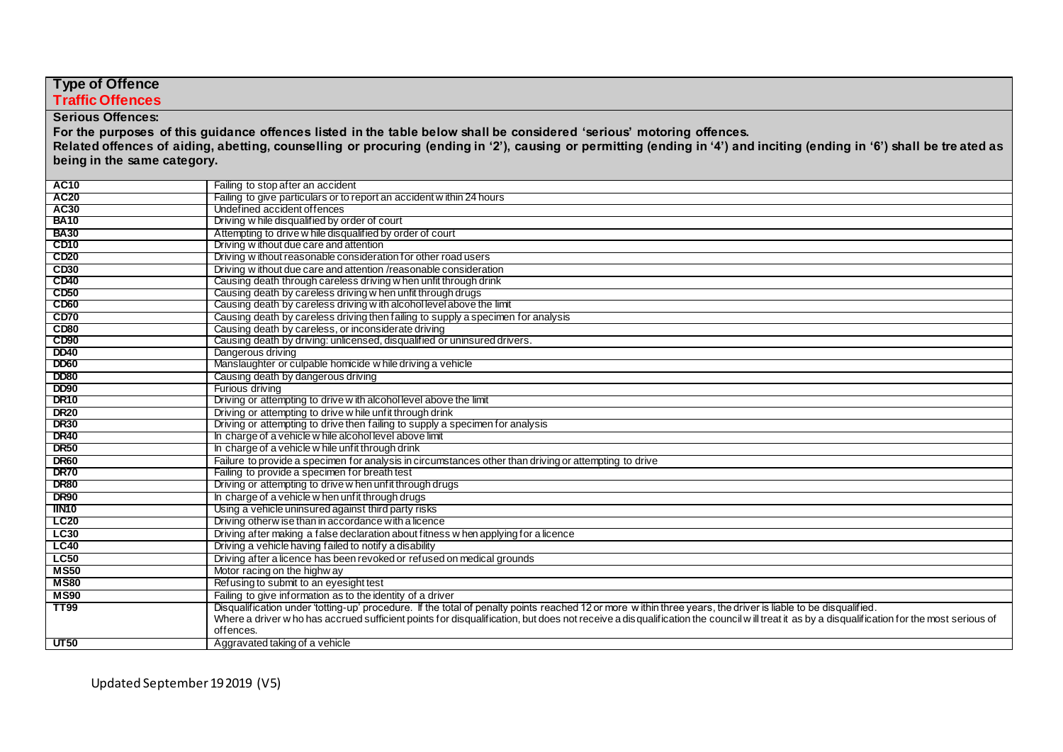**Type of Offence**

**Traffic Offences**

**Serious Offences:**

**For the purposes of this guidance offences listed in the table below shall be considered 'serious' motoring offences.**

**Related offences of aiding, abetting, counselling or procuring (ending in '2'), causing or permitting (ending in '4') and inciting (ending in '6') shall be treated as being in the same category.**

| Code | Offence |
|---|---|
| **AC10** | Failing to stop after an accident |
| **AC20** | Failing to give particulars or to report an accident within 24 hours |
| **AC30** | Undefined accident offences |
| **BA10** | Driving while disqualified by order of court |
| **BA30** | Attempting to drive while disqualified by order of court |
| **CD10** | Driving without due care and attention |
| **CD20** | Driving without reasonable consideration for other road users |
| **CD30** | Driving without due care and attention /reasonable consideration |
| **CD40** | Causing death through careless driving when unfit through drink |
| **CD50** | Causing death by careless driving when unfit through drugs |
| **CD60** | Causing death by careless driving with alcohol level above the limit |
| **CD70** | Causing death by careless driving then failing to supply a specimen for analysis |
| **CD80** | Causing death by careless, or inconsiderate driving |
| **CD90** | Causing death by driving: unlicensed, disqualified or uninsured drivers. |
| **DD40** | Dangerous driving |
| **DD60** | Manslaughter or culpable homicide while driving a vehicle |
| **DD80** | Causing death by dangerous driving |
| **DD90** | Furious driving |
| **DR10** | Driving or attempting to drive with alcohol level above the limit |
| **DR20** | Driving or attempting to drive while unfit through drink |
| **DR30** | Driving or attempting to drive then failing to supply a specimen for analysis |
| **DR40** | In charge of a vehicle while alcohol level above limit |
| **DR50** | In charge of a vehicle while unfit through drink |
| **DR60** | Failure to provide a specimen for analysis in circumstances other than driving or attempting to drive |
| **DR70** | Failing to provide a specimen for breath test |
| **DR80** | Driving or attempting to drive when unfit through drugs |
| **DR90** | In charge of a vehicle when unfit through drugs |
| **IN10** | Using a vehicle uninsured against third party risks |
| **LC20** | Driving otherwise than in accordance with a licence |
| **LC30** | Driving after making a false declaration about fitness when applying for a licence |
| **LC40** | Driving a vehicle having failed to notify a disability |
| **LC50** | Driving after a licence has been revoked or refused on medical grounds |
| **MS50** | Motor racing on the highway |
| **MS80** | Refusing to submit to an eyesight test |
| **MS90** | Failing to give information as to the identity of a driver |
| **TT99** | Disqualification under 'totting-up' procedure. If the total of penalty points reached 12 or more within three years, the driver is liable to be disqualified. Where a driver who has accrued sufficient points for disqualification, but does not receive a disqualification the council will treat it as by a disqualification for the most serious of offences. |
| **UT50** | Aggravated taking of a vehicle |

Updated September 19 2019 (V5)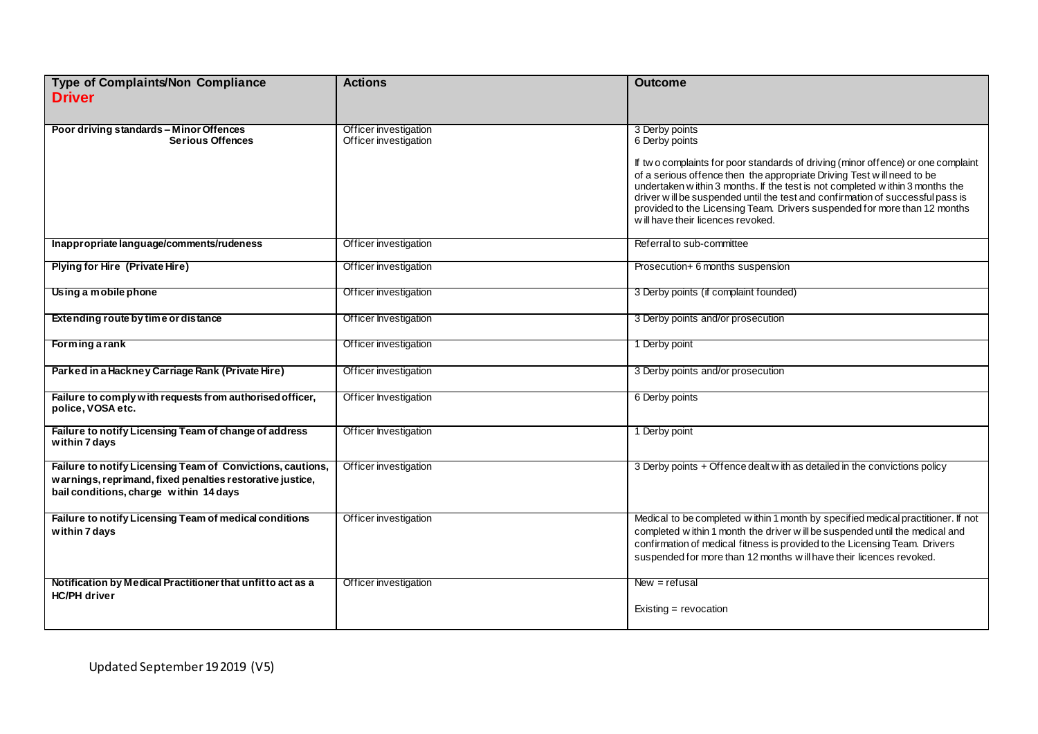| Type of Complaints/Non Compliance **Driver** | Actions | Outcome |
|---|---|---|
| **Poor driving standards – Minor Offences**<br>**Serious Offences** | Officer investigation<br>Officer investigation | 3 Derby points<br>6 Derby points<br><br>If two complaints for poor standards of driving (minor offence) or one complaint of a serious offence then the appropriate Driving Test will need to be undertaken within 3 months. If the test is not completed within 3 months the driver will be suspended until the test and confirmation of successful pass is provided to the Licensing Team. Drivers suspended for more than 12 months will have their licences revoked. |
| **Inappropriate language/comments/rudeness** | Officer investigation | Referral to sub-committee |
| **Plying for Hire (Private Hire)** | Officer investigation | Prosecution+ 6 months suspension |
| **Using a mobile phone** | Officer investigation | 3 Derby points (if complaint founded) |
| **Extending route by time or distance** | Officer Investigation | 3 Derby points and/or prosecution |
| **Forming a rank** | Officer investigation | 1 Derby point |
| **Parked in a Hackney Carriage Rank (Private Hire)** | Officer investigation | 3 Derby points and/or prosecution |
| **Failure to comply with requests from authorised officer, police, VOSA etc.** | Officer Investigation | 6 Derby points |
| **Failure to notify Licensing Team of change of address within 7 days** | Officer Investigation | 1 Derby point |
| **Failure to notify Licensing Team of Convictions, cautions, warnings, reprimand, fixed penalties restorative justice, bail conditions, charge within 14 days** | Officer investigation | 3 Derby points + Offence dealt with as detailed in the convictions policy |
| **Failure to notify Licensing Team of medical conditions within 7 days** | Officer investigation | Medical to be completed within 1 month by specified medical practitioner. If not completed within 1 month the driver will be suspended until the medical and confirmation of medical fitness is provided to the Licensing Team. Drivers suspended for more than 12 months will have their licences revoked. |
| **Notification by Medical Practitioner that unfit to act as a HC/PH driver** | Officer investigation | New = refusal<br><br>Existing = revocation |

Updated September 19 2019 (V5)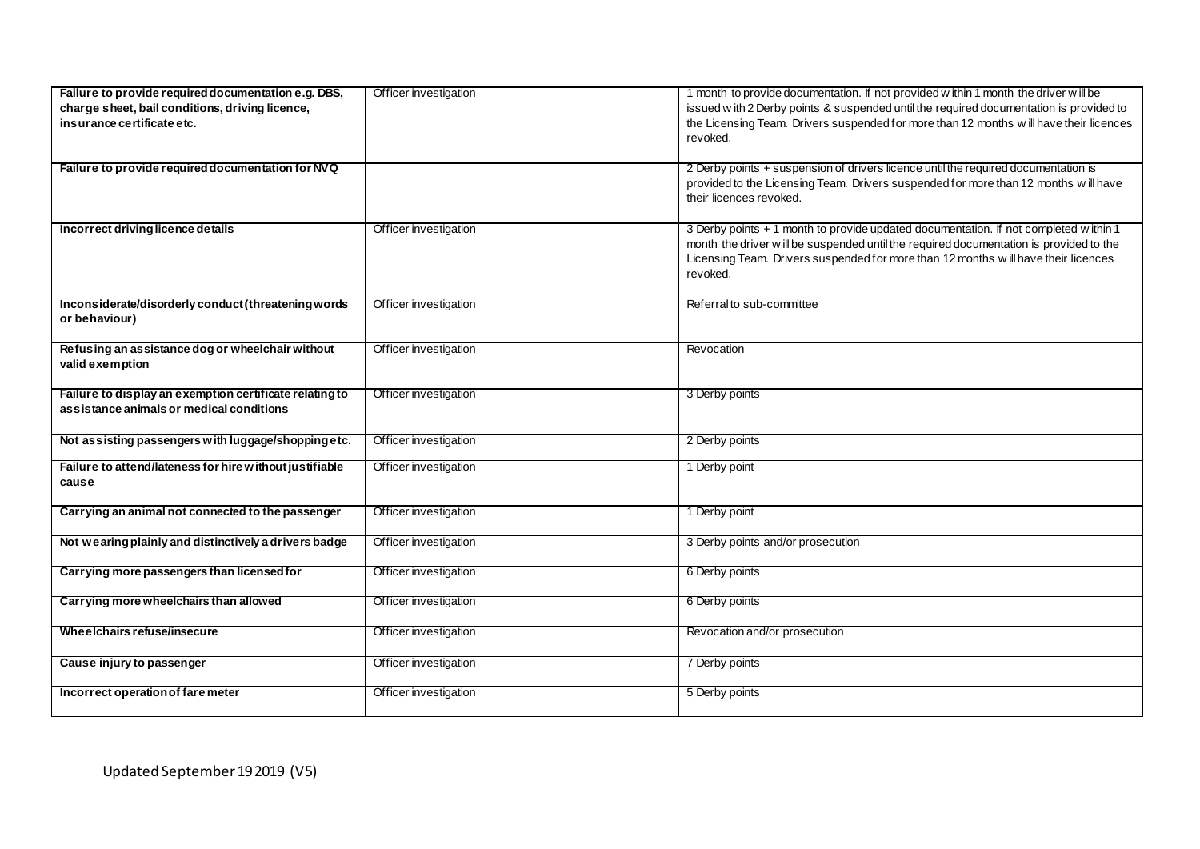| | | |
|---|---|---|
| **Failure to provide required documentation e.g. DBS, charge sheet, bail conditions, driving licence, insurance certificate etc.** | Officer investigation | 1 month to provide documentation. If not provided within 1 month the driver will be issued with 2 Derby points & suspended until the required documentation is provided to the Licensing Team. Drivers suspended for more than 12 months will have their licences revoked. |
| **Failure to provide required documentation for NVQ** | | 2 Derby points + suspension of drivers licence until the required documentation is provided to the Licensing Team. Drivers suspended for more than 12 months will have their licences revoked. |
| **Incorrect driving licence details** | Officer investigation | 3 Derby points + 1 month to provide updated documentation. If not completed within 1 month the driver will be suspended until the required documentation is provided to the Licensing Team. Drivers suspended for more than 12 months will have their licences revoked. |
| **Inconsiderate/disorderly conduct (threatening words or behaviour)** | Officer investigation | Referral to sub-committee |
| **Refusing an assistance dog or wheelchair without valid exemption** | Officer investigation | Revocation |
| **Failure to display an exemption certificate relating to assistance animals or medical conditions** | Officer investigation | 3 Derby points |
| **Not assisting passengers with luggage/shopping etc.** | Officer investigation | 2 Derby points |
| **Failure to attend/lateness for hire without justifiable cause** | Officer investigation | 1 Derby point |
| **Carrying an animal not connected to the passenger** | Officer investigation | 1 Derby point |
| **Not wearing plainly and distinctively a drivers badge** | Officer investigation | 3 Derby points and/or prosecution |
| **Carrying more passengers than licensed for** | Officer investigation | 6 Derby points |
| **Carrying more wheelchairs than allowed** | Officer investigation | 6 Derby points |
| **Wheelchairs refuse/insecure** | Officer investigation | Revocation and/or prosecution |
| **Cause injury to passenger** | Officer investigation | 7 Derby points |
| **Incorrect operation of fare meter** | Officer investigation | 5 Derby points |

Updated September 19 2019 (V5)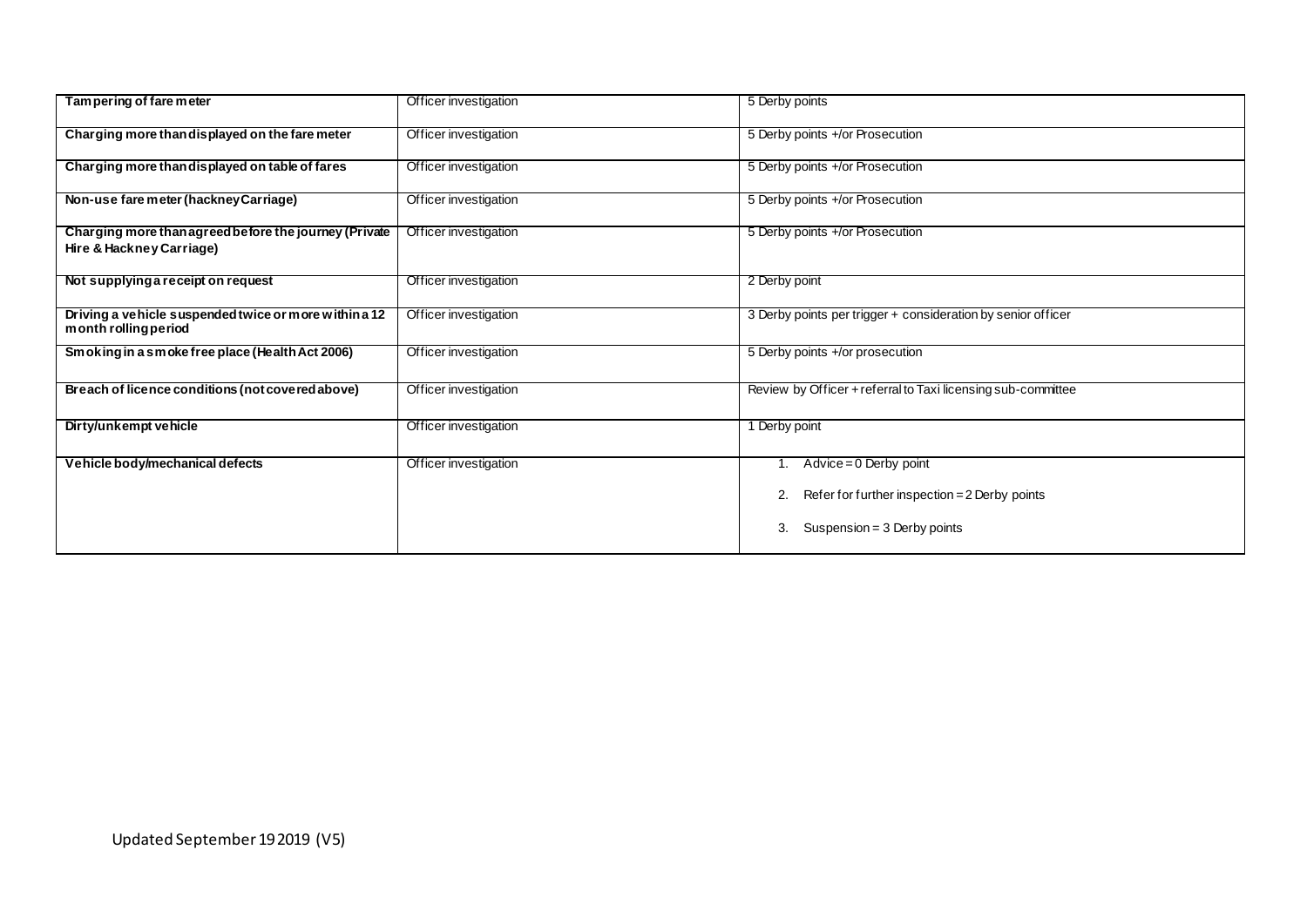| **Tampering of fare meter** | Officer investigation | 5 Derby points |
|---|---|---|
| **Charging more than displayed on the fare meter** | Officer investigation | 5 Derby points +/or Prosecution |
| **Charging more than displayed on table of fares** | Officer investigation | 5 Derby points +/or Prosecution |
| **Non-use fare meter (hackney Carriage)** | Officer investigation | 5 Derby points +/or Prosecution |
| **Charging more than agreed before the journey (Private Hire & Hackney Carriage)** | Officer investigation | 5 Derby points +/or Prosecution |
| **Not supplying a receipt on request** | Officer investigation | 2 Derby point |
| **Driving a vehicle suspended twice or more within a 12 month rolling period** | Officer investigation | 3 Derby points per trigger + consideration by senior officer |
| **Smoking in a smoke free place (Health Act 2006)** | Officer investigation | 5 Derby points +/or prosecution |
| **Breach of licence conditions (not covered above)** | Officer investigation | Review by Officer + referral to Taxi licensing sub-committee |
| **Dirty/unkempt vehicle** | Officer investigation | 1 Derby point |
| **Vehicle body/mechanical defects** | Officer investigation | 1. Advice = 0 Derby point<br>2. Refer for further inspection = 2 Derby points<br>3. Suspension = 3 Derby points |

Updated September 19 2019 (V5)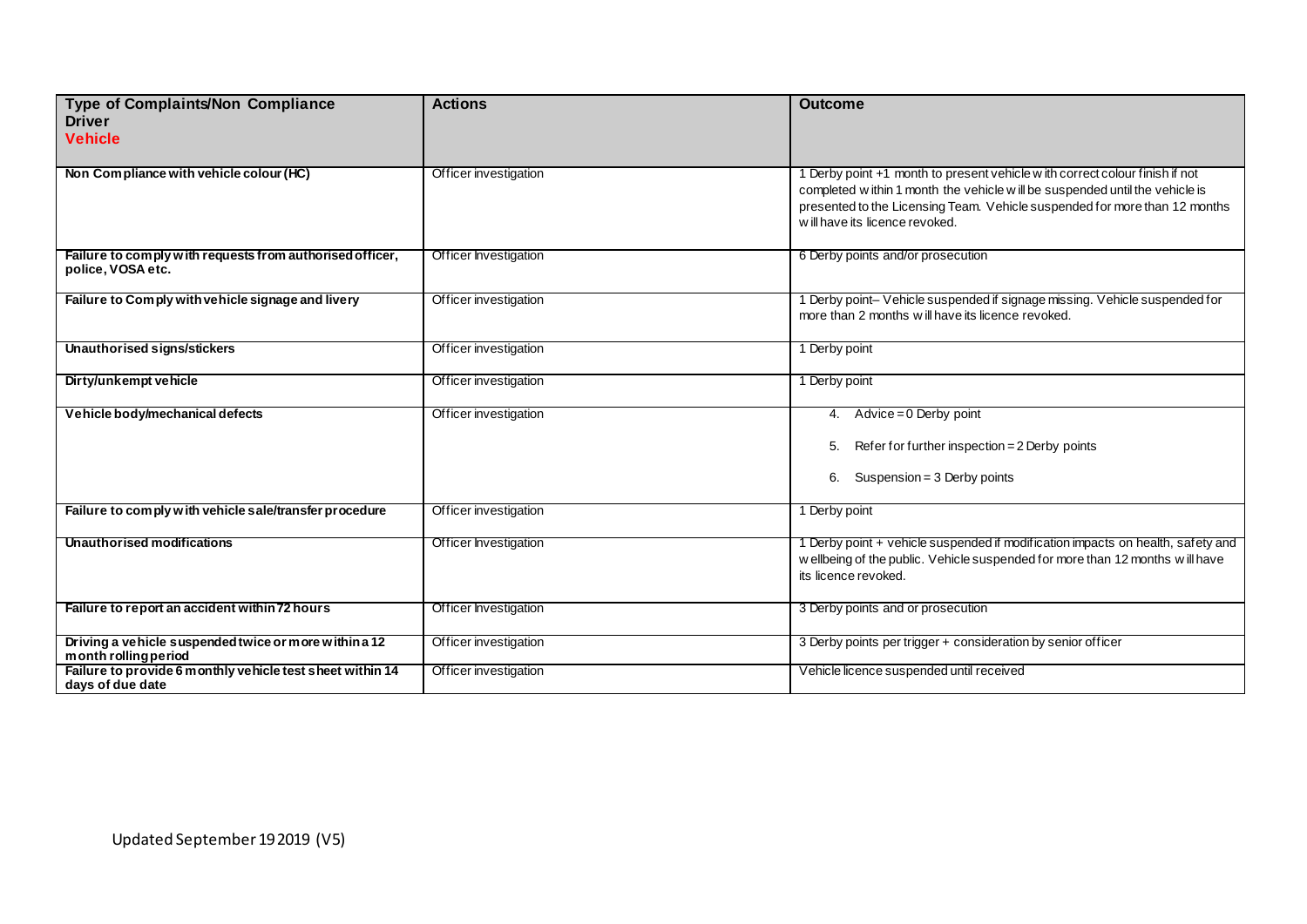| Type of Complaints/Non Compliance<br>Driver<br>Vehicle | Actions | Outcome |
|---|---|---|
| **Non Compliance with vehicle colour (HC)** | Officer investigation | 1 Derby point +1 month to present vehicle with correct colour finish if not completed within 1 month the vehicle will be suspended until the vehicle is presented to the Licensing Team. Vehicle suspended for more than 12 months will have its licence revoked. |
| **Failure to comply with requests from authorised officer, police, VOSA etc.** | Officer Investigation | 6 Derby points and/or prosecution |
| **Failure to Comply with vehicle signage and livery** | Officer investigation | 1 Derby point– Vehicle suspended if signage missing. Vehicle suspended for more than 2 months will have its licence revoked. |
| **Unauthorised signs/stickers** | Officer investigation | 1 Derby point |
| **Dirty/unkempt vehicle** | Officer investigation | 1 Derby point |
| **Vehicle body/mechanical defects** | Officer investigation | 4. Advice = 0 Derby point<br>5. Refer for further inspection = 2 Derby points<br>6. Suspension = 3 Derby points |
| **Failure to comply with vehicle sale/transfer procedure** | Officer investigation | 1 Derby point |
| **Unauthorised modifications** | Officer Investigation | 1 Derby point + vehicle suspended if modification impacts on health, safety and wellbeing of the public. Vehicle suspended for more than 12 months will have its licence revoked. |
| **Failure to report an accident within 72 hours** | Officer Investigation | 3 Derby points and or prosecution |
| **Driving a vehicle suspended twice or more within a 12 month rolling period** | Officer investigation | 3 Derby points per trigger + consideration by senior officer |
| **Failure to provide 6 monthly vehicle test sheet within 14 days of due date** | Officer investigation | Vehicle licence suspended until received |

Updated September 19 2019 (V5)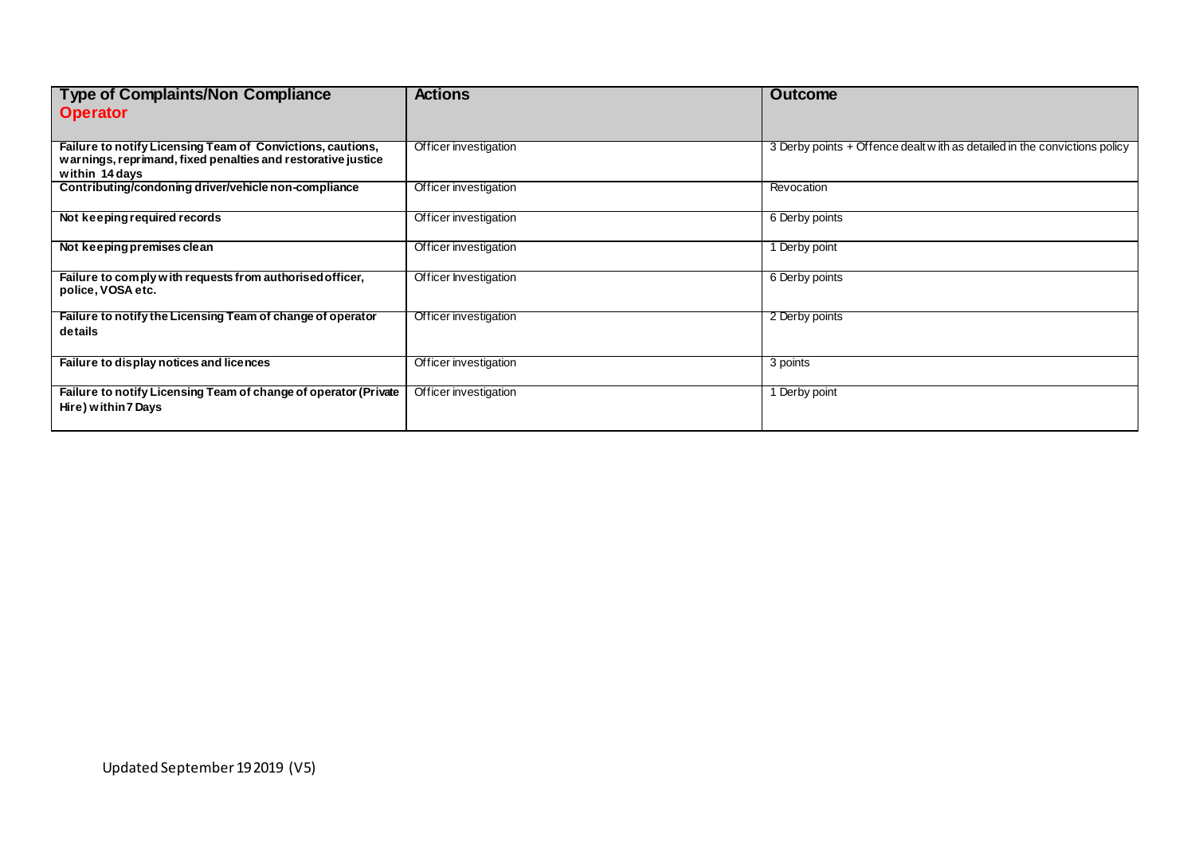| Type of Complaints/Non Compliance<br>Operator | Actions | Outcome |
|---|---|---|
| **Failure to notify Licensing Team of Convictions, cautions, warnings, reprimand, fixed penalties and restorative justice within 14 days** | Officer investigation | 3 Derby points + Offence dealt with as detailed in the convictions policy |
| **Contributing/condoning driver/vehicle non-compliance** | Officer investigation | Revocation |
| **Not keeping required records** | Officer investigation | 6 Derby points |
| **Not keeping premises clean** | Officer investigation | 1 Derby point |
| **Failure to comply with requests from authorised officer, police, VOSA etc.** | Officer Investigation | 6 Derby points |
| **Failure to notify the Licensing Team of change of operator details** | Officer investigation | 2 Derby points |
| **Failure to display notices and licences** | Officer investigation | 3 points |
| **Failure to notify Licensing Team of change of operator (Private Hire) within 7 Days** | Officer investigation | 1 Derby point |

Updated September 19 2019 (V5)